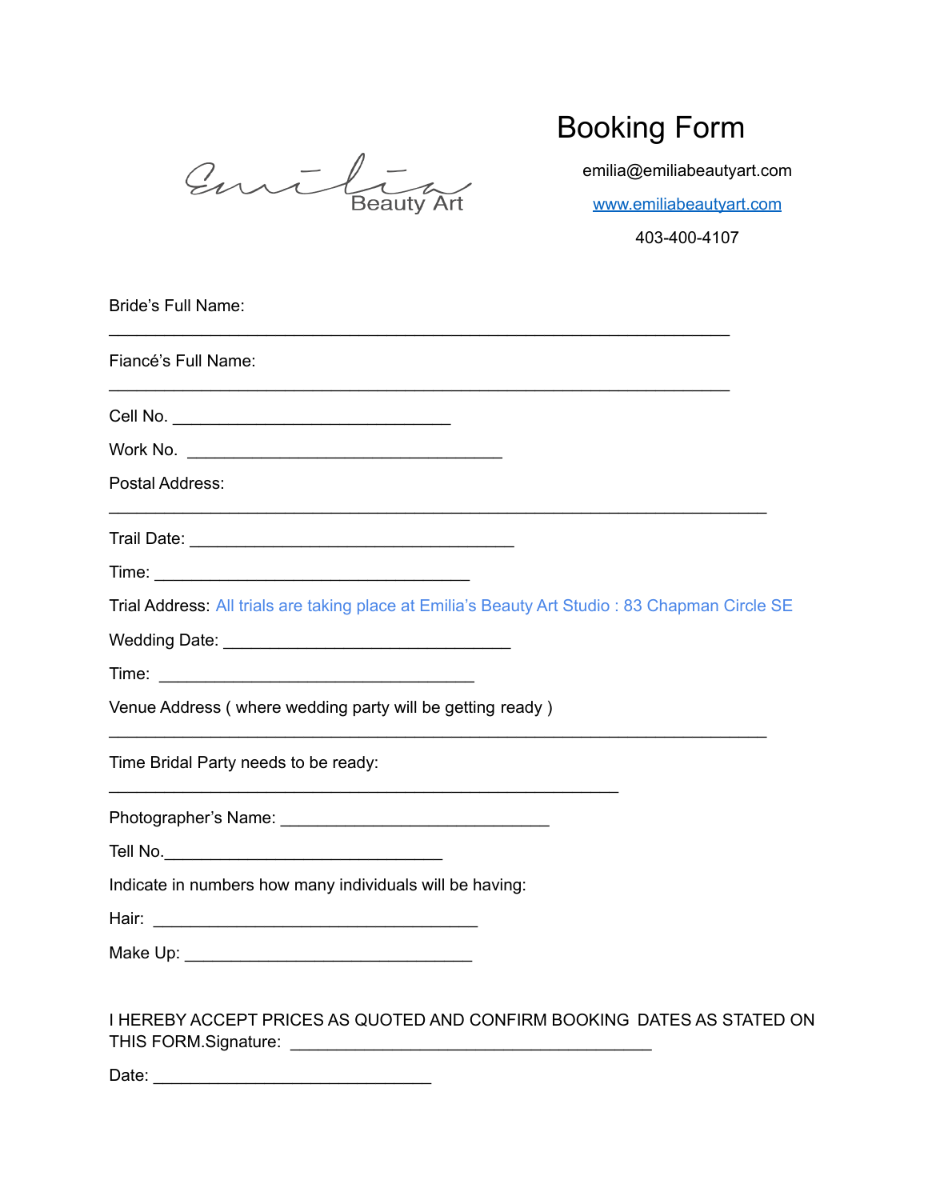Emilia Beauty Art

# Booking Form

emilia@emiliabeautyart.com

www.emiliabeautyart.com

403-400-4107

Bride's Full Name:

_______________________________________________________________

Fiancé's Full Name:

_______________________________________________________________

Cell No. ____________________________

Work No. ________________________________

Postal Address:

___________________________________________________________________

Trail Date: _________________________________

Time: ________________________________

Trial Address: All trials are taking place at Emilia's Beauty Art Studio : 83 Chapman Circle SE

Wedding Date: _____________________________

Time: ________________________________

Venue Address ( where wedding party will be getting ready )

___________________________________________________________________

Time Bridal Party needs to be ready:

____________________________________________________

Photographer's Name: ___________________________

Tell No.____________________________

Indicate in numbers how many individuals will be having:

Hair: _________________________________

Make Up: _____________________________

I HEREBY ACCEPT PRICES AS QUOTED AND CONFIRM BOOKING DATES AS STATED ON THIS FORM.Signature: _____________________________________

Date: ____________________________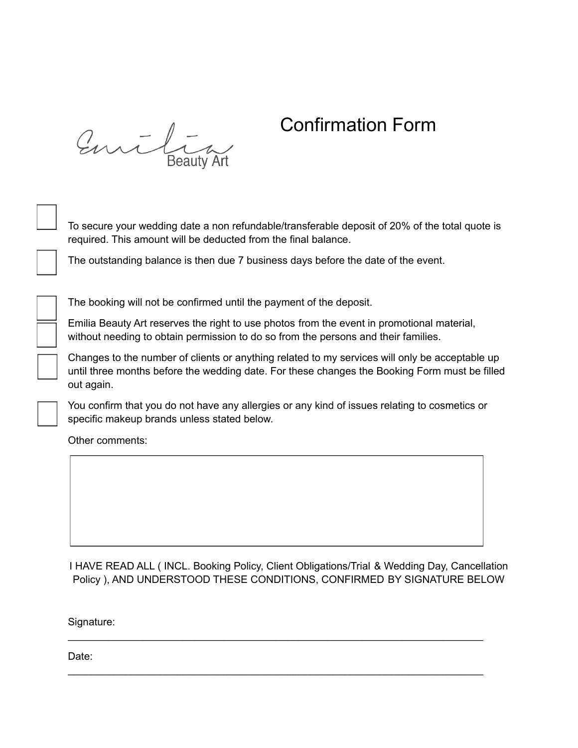Emilia Beauty Art

# Confirmation Form

- [ ] To secure your wedding date a non refundable/transferable deposit of 20% of the total quote is required. This amount will be deducted from the final balance.
- [ ] The outstanding balance is then due 7 business days before the date of the event.
- [ ] The booking will not be confirmed until the payment of the deposit.
- [ ] Emilia Beauty Art reserves the right to use photos from the event in promotional material, without needing to obtain permission to do so from the persons and their families.
- [ ] Changes to the number of clients or anything related to my services will only be acceptable up until three months before the wedding date. For these changes the Booking Form must be filled out again.
- [ ] You confirm that you do not have any allergies or any kind of issues relating to cosmetics or specific makeup brands unless stated below.

Other comments:

I HAVE READ ALL ( INCL. Booking Policy, Client Obligations/Trial & Wedding Day, Cancellation Policy ), AND UNDERSTOOD THESE CONDITIONS, CONFIRMED BY SIGNATURE BELOW

Signature: ______________________________________________________________________

Date: ______________________________________________________________________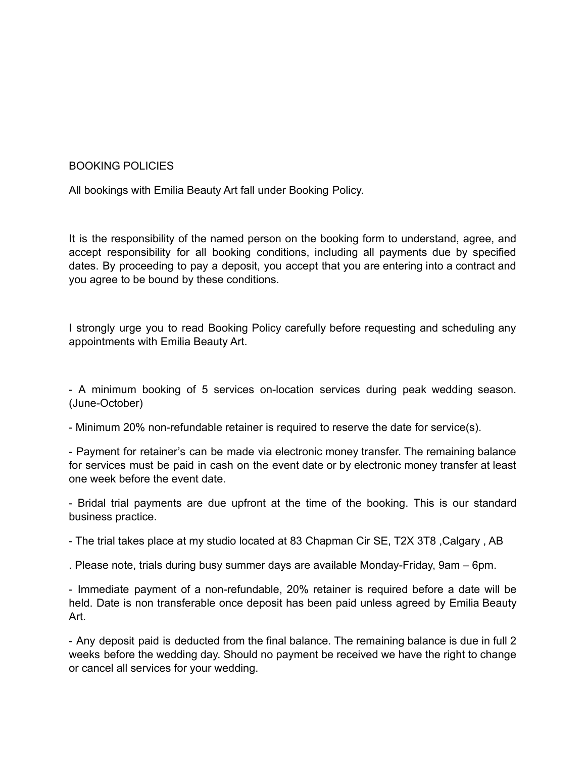## BOOKING POLICIES

All bookings with Emilia Beauty Art fall under Booking Policy.

It is the responsibility of the named person on the booking form to understand, agree, and accept responsibility for all booking conditions, including all payments due by specified dates. By proceeding to pay a deposit, you accept that you are entering into a contract and you agree to be bound by these conditions.

I strongly urge you to read Booking Policy carefully before requesting and scheduling any appointments with Emilia Beauty Art.

- A minimum booking of 5 services on-location services during peak wedding season. (June-October)

- Minimum 20% non-refundable retainer is required to reserve the date for service(s).

- Payment for retainer's can be made via electronic money transfer. The remaining balance for services must be paid in cash on the event date or by electronic money transfer at least one week before the event date.

- Bridal trial payments are due upfront at the time of the booking. This is our standard business practice.

- The trial takes place at my studio located at 83 Chapman Cir SE, T2X 3T8 ,Calgary , AB

. Please note, trials during busy summer days are available Monday-Friday, 9am – 6pm.

- Immediate payment of a non-refundable, 20% retainer is required before a date will be held. Date is non transferable once deposit has been paid unless agreed by Emilia Beauty Art.

- Any deposit paid is deducted from the final balance. The remaining balance is due in full 2 weeks before the wedding day. Should no payment be received we have the right to change or cancel all services for your wedding.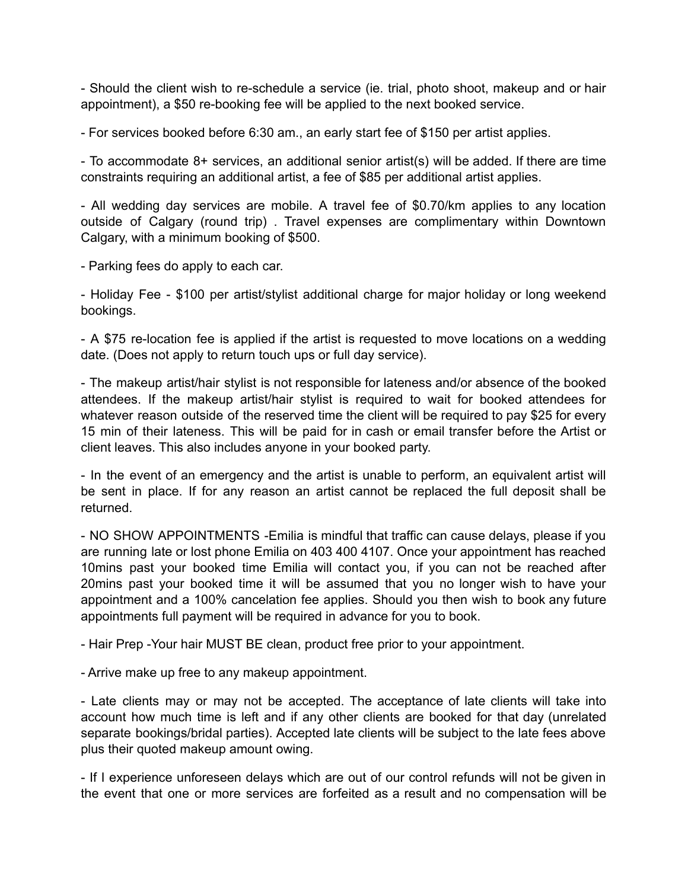- Should the client wish to re-schedule a service (ie. trial, photo shoot, makeup and or hair appointment), a $50 re-booking fee will be applied to the next booked service.

- For services booked before 6:30 am., an early start fee of $150 per artist applies.

- To accommodate 8+ services, an additional senior artist(s) will be added. If there are time constraints requiring an additional artist, a fee of $85 per additional artist applies.

- All wedding day services are mobile. A travel fee of $0.70/km applies to any location outside of Calgary (round trip) . Travel expenses are complimentary within Downtown Calgary, with a minimum booking of $500.

- Parking fees do apply to each car.

- Holiday Fee - $100 per artist/stylist additional charge for major holiday or long weekend bookings.

- A $75 re-location fee is applied if the artist is requested to move locations on a wedding date. (Does not apply to return touch ups or full day service).

- The makeup artist/hair stylist is not responsible for lateness and/or absence of the booked attendees. If the makeup artist/hair stylist is required to wait for booked attendees for whatever reason outside of the reserved time the client will be required to pay $25 for every 15 min of their lateness. This will be paid for in cash or email transfer before the Artist or client leaves. This also includes anyone in your booked party.

- In the event of an emergency and the artist is unable to perform, an equivalent artist will be sent in place. If for any reason an artist cannot be replaced the full deposit shall be returned.

- NO SHOW APPOINTMENTS -Emilia is mindful that traffic can cause delays, please if you are running late or lost phone Emilia on 403 400 4107. Once your appointment has reached 10mins past your booked time Emilia will contact you, if you can not be reached after 20mins past your booked time it will be assumed that you no longer wish to have your appointment and a 100% cancelation fee applies. Should you then wish to book any future appointments full payment will be required in advance for you to book.

- Hair Prep -Your hair MUST BE clean, product free prior to your appointment.

- Arrive make up free to any makeup appointment.

- Late clients may or may not be accepted. The acceptance of late clients will take into account how much time is left and if any other clients are booked for that day (unrelated separate bookings/bridal parties). Accepted late clients will be subject to the late fees above plus their quoted makeup amount owing.

- If I experience unforeseen delays which are out of our control refunds will not be given in the event that one or more services are forfeited as a result and no compensation will be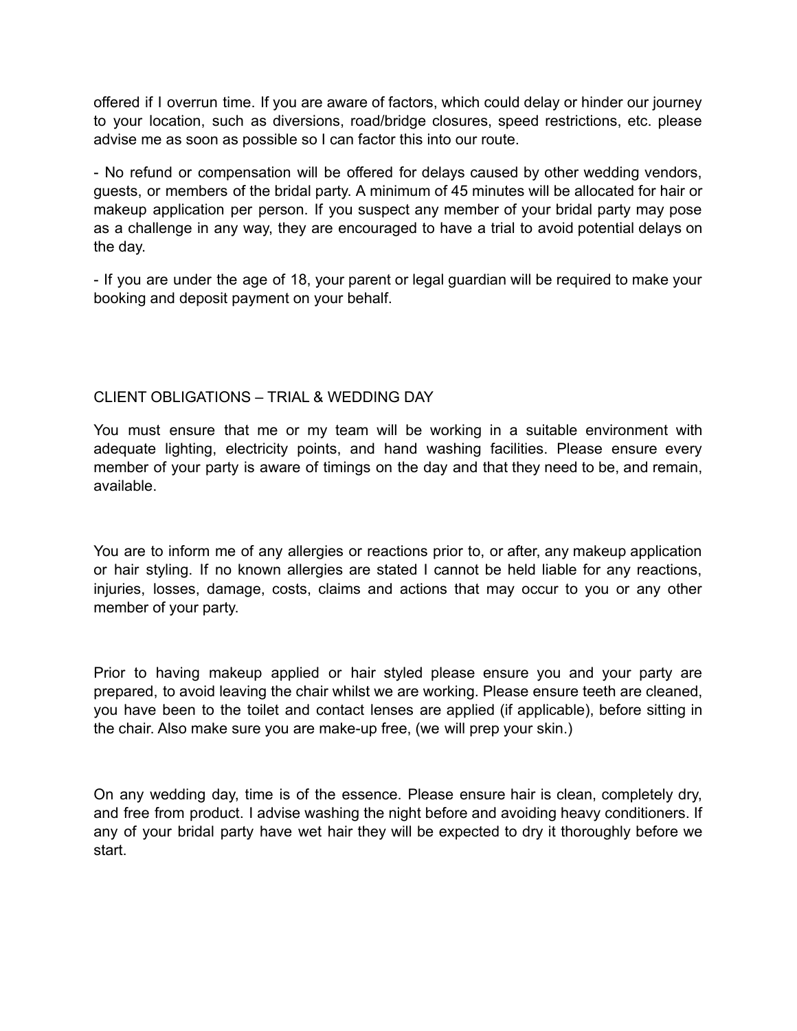offered if I overrun time. If you are aware of factors, which could delay or hinder our journey to your location, such as diversions, road/bridge closures, speed restrictions, etc. please advise me as soon as possible so I can factor this into our route.

- No refund or compensation will be offered for delays caused by other wedding vendors, guests, or members of the bridal party. A minimum of 45 minutes will be allocated for hair or makeup application per person. If you suspect any member of your bridal party may pose as a challenge in any way, they are encouraged to have a trial to avoid potential delays on the day.

- If you are under the age of 18, your parent or legal guardian will be required to make your booking and deposit payment on your behalf.

## CLIENT OBLIGATIONS – TRIAL & WEDDING DAY

You must ensure that me or my team will be working in a suitable environment with adequate lighting, electricity points, and hand washing facilities. Please ensure every member of your party is aware of timings on the day and that they need to be, and remain, available.

You are to inform me of any allergies or reactions prior to, or after, any makeup application or hair styling. If no known allergies are stated I cannot be held liable for any reactions, injuries, losses, damage, costs, claims and actions that may occur to you or any other member of your party.

Prior to having makeup applied or hair styled please ensure you and your party are prepared, to avoid leaving the chair whilst we are working. Please ensure teeth are cleaned, you have been to the toilet and contact lenses are applied (if applicable), before sitting in the chair. Also make sure you are make-up free, (we will prep your skin.)

On any wedding day, time is of the essence. Please ensure hair is clean, completely dry, and free from product. I advise washing the night before and avoiding heavy conditioners. If any of your bridal party have wet hair they will be expected to dry it thoroughly before we start.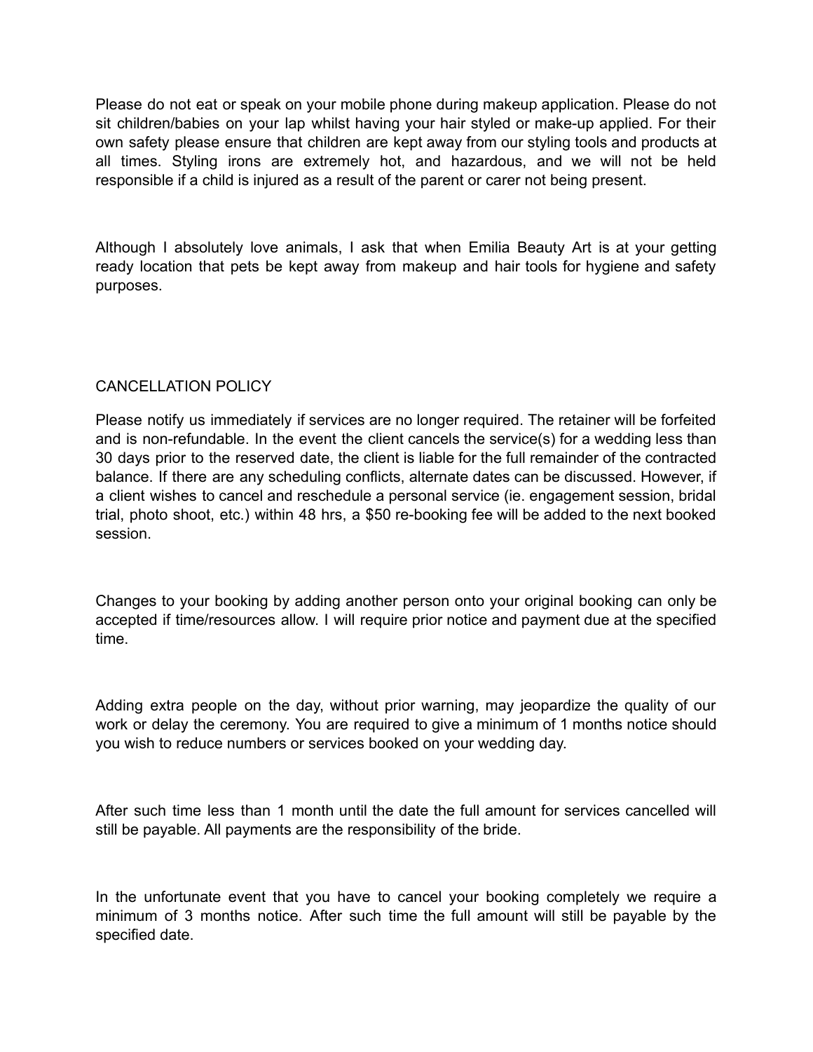Please do not eat or speak on your mobile phone during makeup application. Please do not sit children/babies on your lap whilst having your hair styled or make-up applied. For their own safety please ensure that children are kept away from our styling tools and products at all times. Styling irons are extremely hot, and hazardous, and we will not be held responsible if a child is injured as a result of the parent or carer not being present.

Although I absolutely love animals, I ask that when Emilia Beauty Art is at your getting ready location that pets be kept away from makeup and hair tools for hygiene and safety purposes.

## CANCELLATION POLICY

Please notify us immediately if services are no longer required. The retainer will be forfeited and is non-refundable. In the event the client cancels the service(s) for a wedding less than 30 days prior to the reserved date, the client is liable for the full remainder of the contracted balance. If there are any scheduling conflicts, alternate dates can be discussed. However, if a client wishes to cancel and reschedule a personal service (ie. engagement session, bridal trial, photo shoot, etc.) within 48 hrs, a $50 re-booking fee will be added to the next booked session.

Changes to your booking by adding another person onto your original booking can only be accepted if time/resources allow. I will require prior notice and payment due at the specified time.

Adding extra people on the day, without prior warning, may jeopardize the quality of our work or delay the ceremony. You are required to give a minimum of 1 months notice should you wish to reduce numbers or services booked on your wedding day.

After such time less than 1 month until the date the full amount for services cancelled will still be payable. All payments are the responsibility of the bride.

In the unfortunate event that you have to cancel your booking completely we require a minimum of 3 months notice. After such time the full amount will still be payable by the specified date.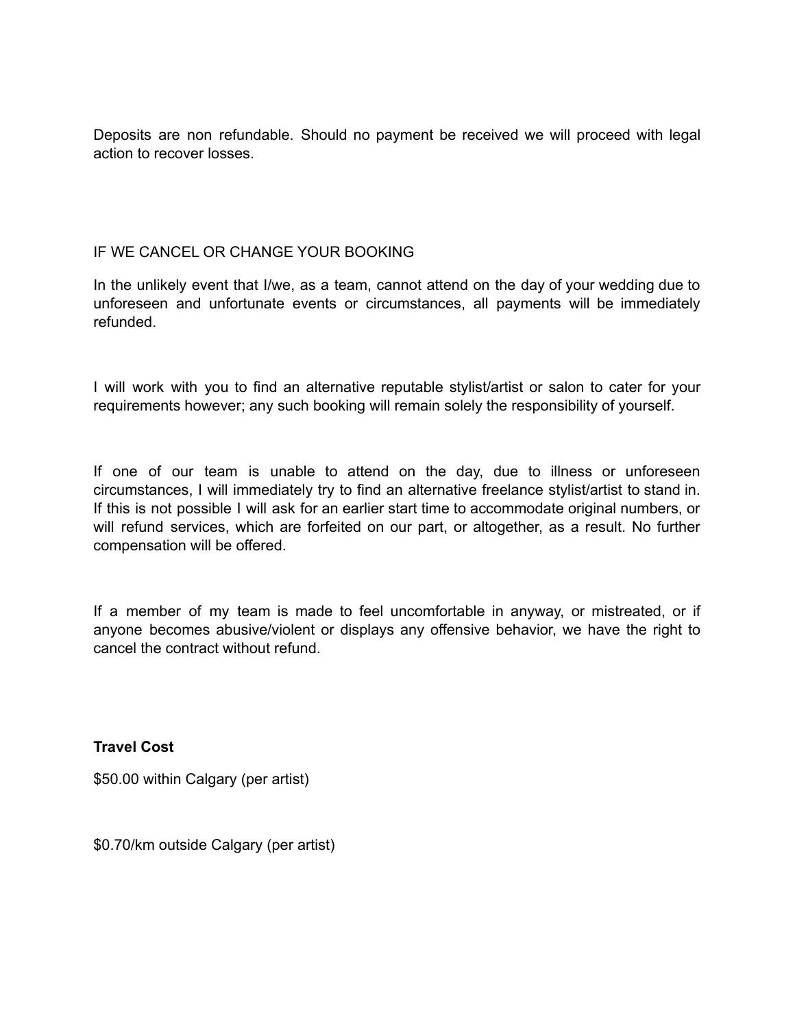Deposits are non refundable. Should no payment be received we will proceed with legal action to recover losses.

IF WE CANCEL OR CHANGE YOUR BOOKING

In the unlikely event that I/we, as a team, cannot attend on the day of your wedding due to unforeseen and unfortunate events or circumstances, all payments will be immediately refunded.

I will work with you to find an alternative reputable stylist/artist or salon to cater for your requirements however; any such booking will remain solely the responsibility of yourself.

If one of our team is unable to attend on the day, due to illness or unforeseen circumstances, I will immediately try to find an alternative freelance stylist/artist to stand in. If this is not possible I will ask for an earlier start time to accommodate original numbers, or will refund services, which are forfeited on our part, or altogether, as a result. No further compensation will be offered.

If a member of my team is made to feel uncomfortable in anyway, or mistreated, or if anyone becomes abusive/violent or displays any offensive behavior, we have the right to cancel the contract without refund.

**Travel Cost**

$50.00 within Calgary (per artist)

$0.70/km outside Calgary (per artist)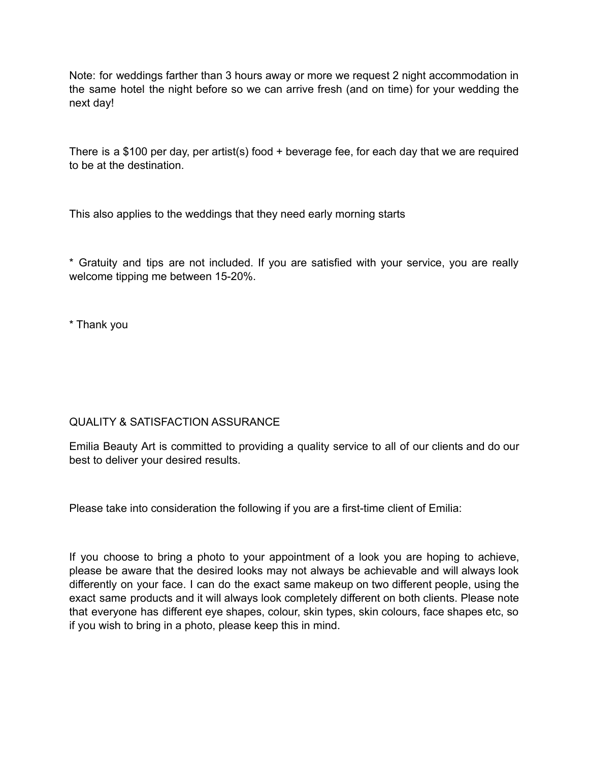Note: for weddings farther than 3 hours away or more we request 2 night accommodation in the same hotel the night before so we can arrive fresh (and on time) for your wedding the next day!

There is a $100 per day, per artist(s) food + beverage fee, for each day that we are required to be at the destination.

This also applies to the weddings that they need early morning starts

* Gratuity and tips are not included. If you are satisfied with your service, you are really welcome tipping me between 15-20%.

* Thank you

QUALITY & SATISFACTION ASSURANCE

Emilia Beauty Art is committed to providing a quality service to all of our clients and do our best to deliver your desired results.

Please take into consideration the following if you are a first-time client of Emilia:

If you choose to bring a photo to your appointment of a look you are hoping to achieve, please be aware that the desired looks may not always be achievable and will always look differently on your face. I can do the exact same makeup on two different people, using the exact same products and it will always look completely different on both clients. Please note that everyone has different eye shapes, colour, skin types, skin colours, face shapes etc, so if you wish to bring in a photo, please keep this in mind.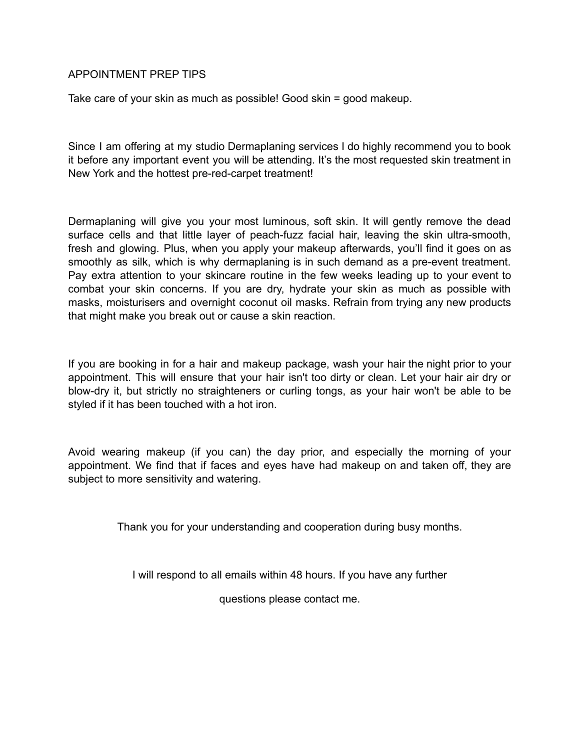# APPOINTMENT PREP TIPS

Take care of your skin as much as possible! Good skin = good makeup.

Since I am offering at my studio Dermaplaning services I do highly recommend you to book it before any important event you will be attending. It's the most requested skin treatment in New York and the hottest pre-red-carpet treatment!

Dermaplaning will give you your most luminous, soft skin. It will gently remove the dead surface cells and that little layer of peach-fuzz facial hair, leaving the skin ultra-smooth, fresh and glowing. Plus, when you apply your makeup afterwards, you'll find it goes on as smoothly as silk, which is why dermaplaning is in such demand as a pre-event treatment. Pay extra attention to your skincare routine in the few weeks leading up to your event to combat your skin concerns. If you are dry, hydrate your skin as much as possible with masks, moisturisers and overnight coconut oil masks. Refrain from trying any new products that might make you break out or cause a skin reaction.

If you are booking in for a hair and makeup package, wash your hair the night prior to your appointment. This will ensure that your hair isn't too dirty or clean. Let your hair air dry or blow-dry it, but strictly no straighteners or curling tongs, as your hair won't be able to be styled if it has been touched with a hot iron.

Avoid wearing makeup (if you can) the day prior, and especially the morning of your appointment. We find that if faces and eyes have had makeup on and taken off, they are subject to more sensitivity and watering.

Thank you for your understanding and cooperation during busy months.

I will respond to all emails within 48 hours. If you have any further questions please contact me.